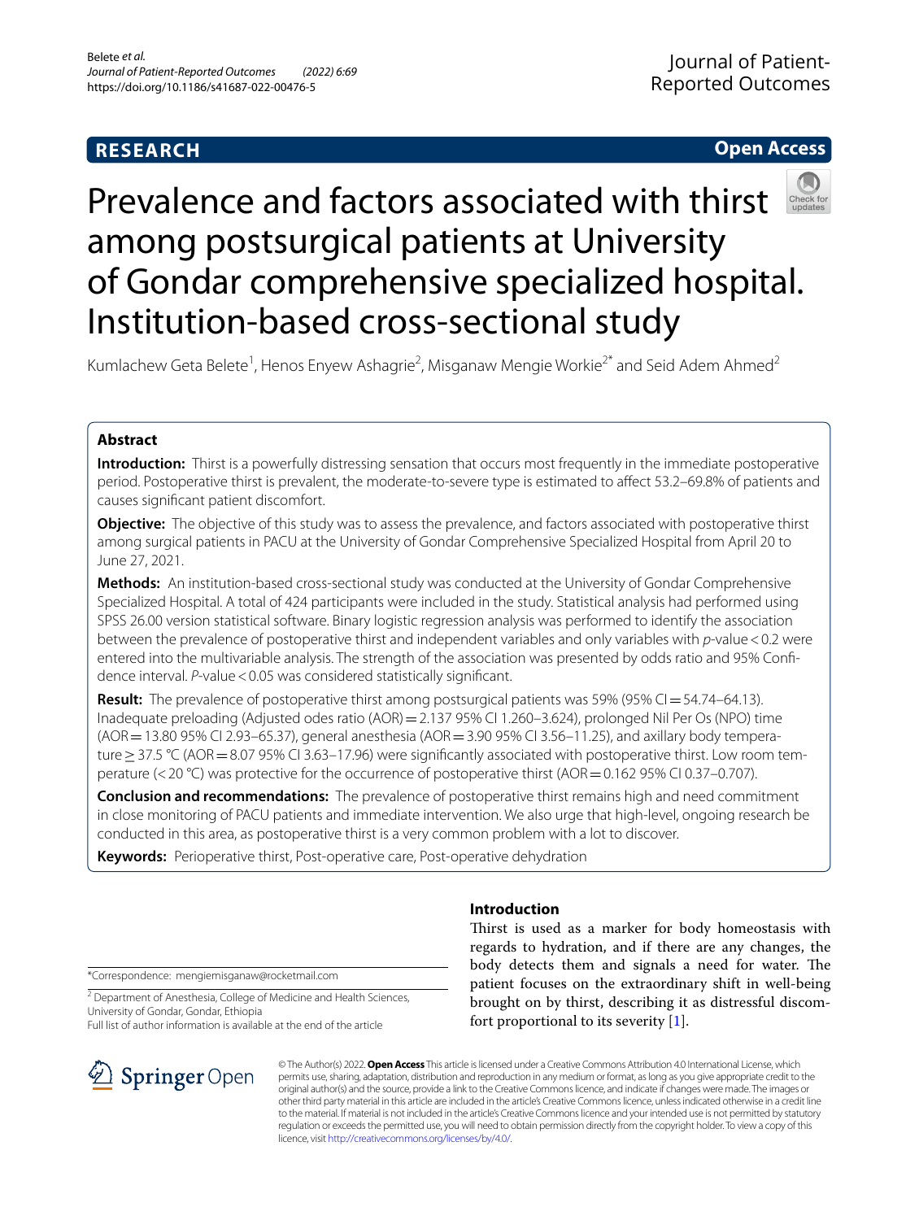RESEARCH

Open Access

# Prevalence and factors associated with thirst among postsurgical patients at University of Gondar comprehensive specialized hospital. Institution-based cross-sectional study

Kumlachew Geta Belete[1], Henos Enyew Ashagrie[2], Misganaw Mengie Workie[2*] and Seid Adem Ahmed[2]

## Abstract

**Introduction:** Thirst is a powerfully distressing sensation that occurs most frequently in the immediate postoperative period. Postoperative thirst is prevalent, the moderate-to-severe type is estimated to affect 53.2–69.8% of patients and causes significant patient discomfort.

**Objective:** The objective of this study was to assess the prevalence, and factors associated with postoperative thirst among surgical patients in PACU at the University of Gondar Comprehensive Specialized Hospital from April 20 to June 27, 2021.

**Methods:** An institution-based cross-sectional study was conducted at the University of Gondar Comprehensive Specialized Hospital. A total of 424 participants were included in the study. Statistical analysis had performed using SPSS 26.00 version statistical software. Binary logistic regression analysis was performed to identify the association between the prevalence of postoperative thirst and independent variables and only variables with *p*-value < 0.2 were entered into the multivariable analysis. The strength of the association was presented by odds ratio and 95% Confidence interval. *P*-value < 0.05 was considered statistically significant.

**Result:** The prevalence of postoperative thirst among postsurgical patients was 59% (95% CI = 54.74–64.13). Inadequate preloading (Adjusted odes ratio (AOR) = 2.137 95% CI 1.260–3.624), prolonged Nil Per Os (NPO) time (AOR = 13.80 95% CI 2.93–65.37), general anesthesia (AOR = 3.90 95% CI 3.56–11.25), and axillary body temperature ≥ 37.5 °C (AOR = 8.07 95% CI 3.63–17.96) were significantly associated with postoperative thirst. Low room temperature (< 20 °C) was protective for the occurrence of postoperative thirst (AOR = 0.162 95% CI 0.37–0.707).

**Conclusion and recommendations:** The prevalence of postoperative thirst remains high and need commitment in close monitoring of PACU patients and immediate intervention. We also urge that high-level, ongoing research be conducted in this area, as postoperative thirst is a very common problem with a lot to discover.

**Keywords:** Perioperative thirst, Post-operative care, Post-operative dehydration

## Introduction

Thirst is used as a marker for body homeostasis with regards to hydration, and if there are any changes, the body detects them and signals a need for water. The patient focuses on the extraordinary shift in well-being brought on by thirst, describing it as distressful discomfort proportional to its severity [1].

*Correspondence: mengiemisganaw@rocketmail.com

[2] Department of Anesthesia, College of Medicine and Health Sciences, University of Gondar, Gondar, Ethiopia

Full list of author information is available at the end of the article

© The Author(s) 2022. **Open Access** This article is licensed under a Creative Commons Attribution 4.0 International License, which permits use, sharing, adaptation, distribution and reproduction in any medium or format, as long as you give appropriate credit to the original author(s) and the source, provide a link to the Creative Commons licence, and indicate if changes were made. The images or other third party material in this article are included in the article's Creative Commons licence, unless indicated otherwise in a credit line to the material. If material is not included in the article's Creative Commons licence and your intended use is not permitted by statutory regulation or exceeds the permitted use, you will need to obtain permission directly from the copyright holder. To view a copy of this licence, visit http://creativecommons.org/licenses/by/4.0/.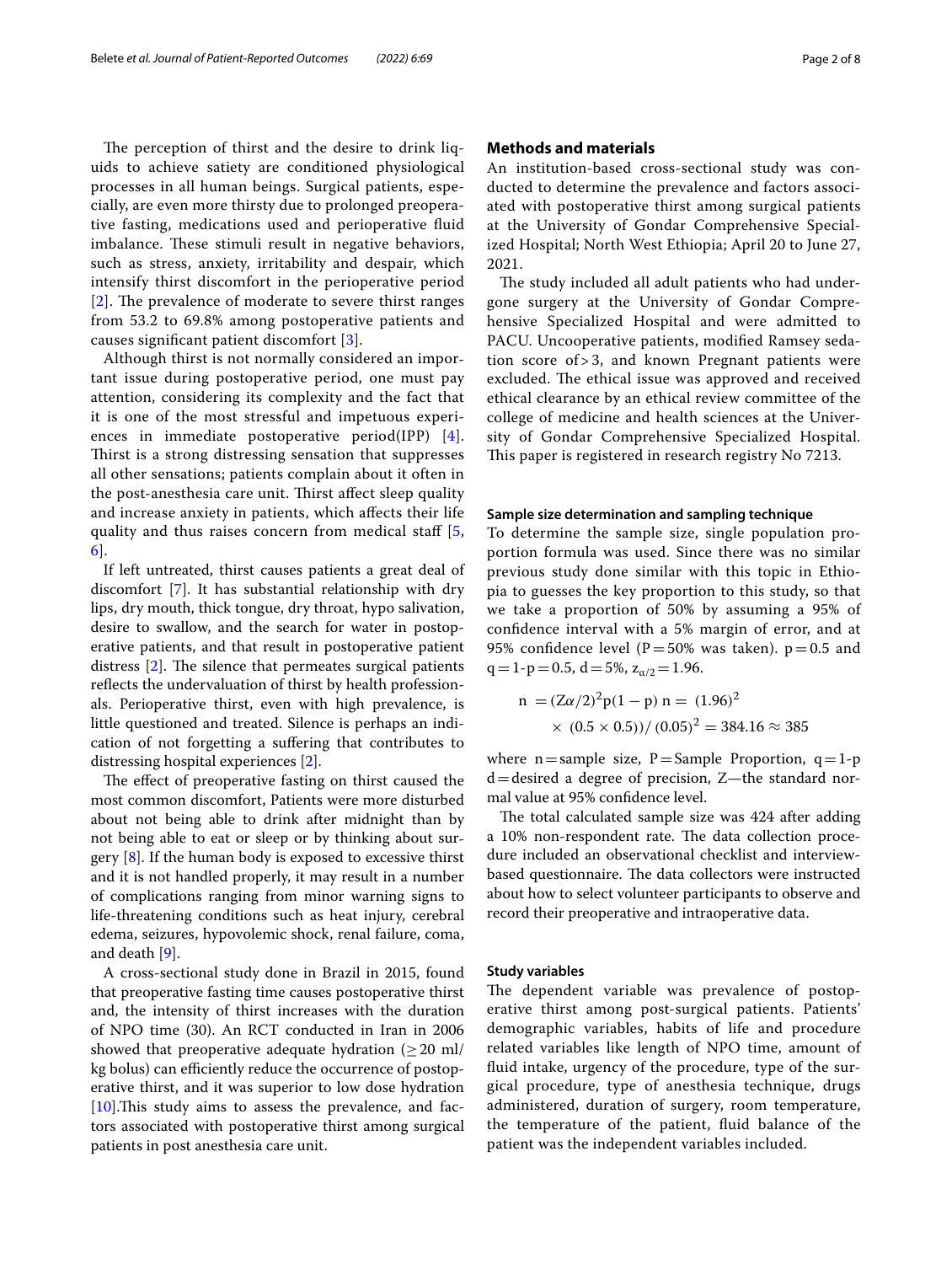The perception of thirst and the desire to drink liquids to achieve satiety are conditioned physiological processes in all human beings. Surgical patients, especially, are even more thirsty due to prolonged preoperative fasting, medications used and perioperative fluid imbalance. These stimuli result in negative behaviors, such as stress, anxiety, irritability and despair, which intensify thirst discomfort in the perioperative period [2]. The prevalence of moderate to severe thirst ranges from 53.2 to 69.8% among postoperative patients and causes significant patient discomfort [3].

Although thirst is not normally considered an important issue during postoperative period, one must pay attention, considering its complexity and the fact that it is one of the most stressful and impetuous experiences in immediate postoperative period(IPP) [4]. Thirst is a strong distressing sensation that suppresses all other sensations; patients complain about it often in the post-anesthesia care unit. Thirst affect sleep quality and increase anxiety in patients, which affects their life quality and thus raises concern from medical staff [5, 6].

If left untreated, thirst causes patients a great deal of discomfort [7]. It has substantial relationship with dry lips, dry mouth, thick tongue, dry throat, hypo salivation, desire to swallow, and the search for water in postoperative patients, and that result in postoperative patient distress [2]. The silence that permeates surgical patients reflects the undervaluation of thirst by health professionals. Perioperative thirst, even with high prevalence, is little questioned and treated. Silence is perhaps an indication of not forgetting a suffering that contributes to distressing hospital experiences [2].

The effect of preoperative fasting on thirst caused the most common discomfort, Patients were more disturbed about not being able to drink after midnight than by not being able to eat or sleep or by thinking about surgery [8]. If the human body is exposed to excessive thirst and it is not handled properly, it may result in a number of complications ranging from minor warning signs to life-threatening conditions such as heat injury, cerebral edema, seizures, hypovolemic shock, renal failure, coma, and death [9].

A cross-sectional study done in Brazil in 2015, found that preoperative fasting time causes postoperative thirst and, the intensity of thirst increases with the duration of NPO time (30). An RCT conducted in Iran in 2006 showed that preoperative adequate hydration ($\geq$20 ml/kg bolus) can efficiently reduce the occurrence of postoperative thirst, and it was superior to low dose hydration [10].This study aims to assess the prevalence, and factors associated with postoperative thirst among surgical patients in post anesthesia care unit.

## Methods and materials

An institution-based cross-sectional study was conducted to determine the prevalence and factors associated with postoperative thirst among surgical patients at the University of Gondar Comprehensive Specialized Hospital; North West Ethiopia; April 20 to June 27, 2021.

The study included all adult patients who had undergone surgery at the University of Gondar Comprehensive Specialized Hospital and were admitted to PACU. Uncooperative patients, modified Ramsey sedation score of > 3, and known Pregnant patients were excluded. The ethical issue was approved and received ethical clearance by an ethical review committee of the college of medicine and health sciences at the University of Gondar Comprehensive Specialized Hospital. This paper is registered in research registry No 7213.

### Sample size determination and sampling technique

To determine the sample size, single population proportion formula was used. Since there was no similar previous study done similar with this topic in Ethiopia to guesses the key proportion to this study, so that we take a proportion of 50% by assuming a 95% of confidence interval with a 5% margin of error, and at 95% confidence level (P = 50% was taken). p = 0.5 and q = 1-p = 0.5, d = 5%, $z_{\alpha/2} = 1.96$.

$$n = (Z\alpha/2)^2 p(1-p)\ n = (1.96)^2 \times (0.5 \times 0.5))/(0.05)^2 = 384.16 \approx 385$$

where n = sample size, P = Sample Proportion, q = 1-p d = desired a degree of precision, Z—the standard normal value at 95% confidence level.

The total calculated sample size was 424 after adding a 10% non-respondent rate. The data collection procedure included an observational checklist and interview-based questionnaire. The data collectors were instructed about how to select volunteer participants to observe and record their preoperative and intraoperative data.

### Study variables

The dependent variable was prevalence of postoperative thirst among post-surgical patients. Patients' demographic variables, habits of life and procedure related variables like length of NPO time, amount of fluid intake, urgency of the procedure, type of the surgical procedure, type of anesthesia technique, drugs administered, duration of surgery, room temperature, the temperature of the patient, fluid balance of the patient was the independent variables included.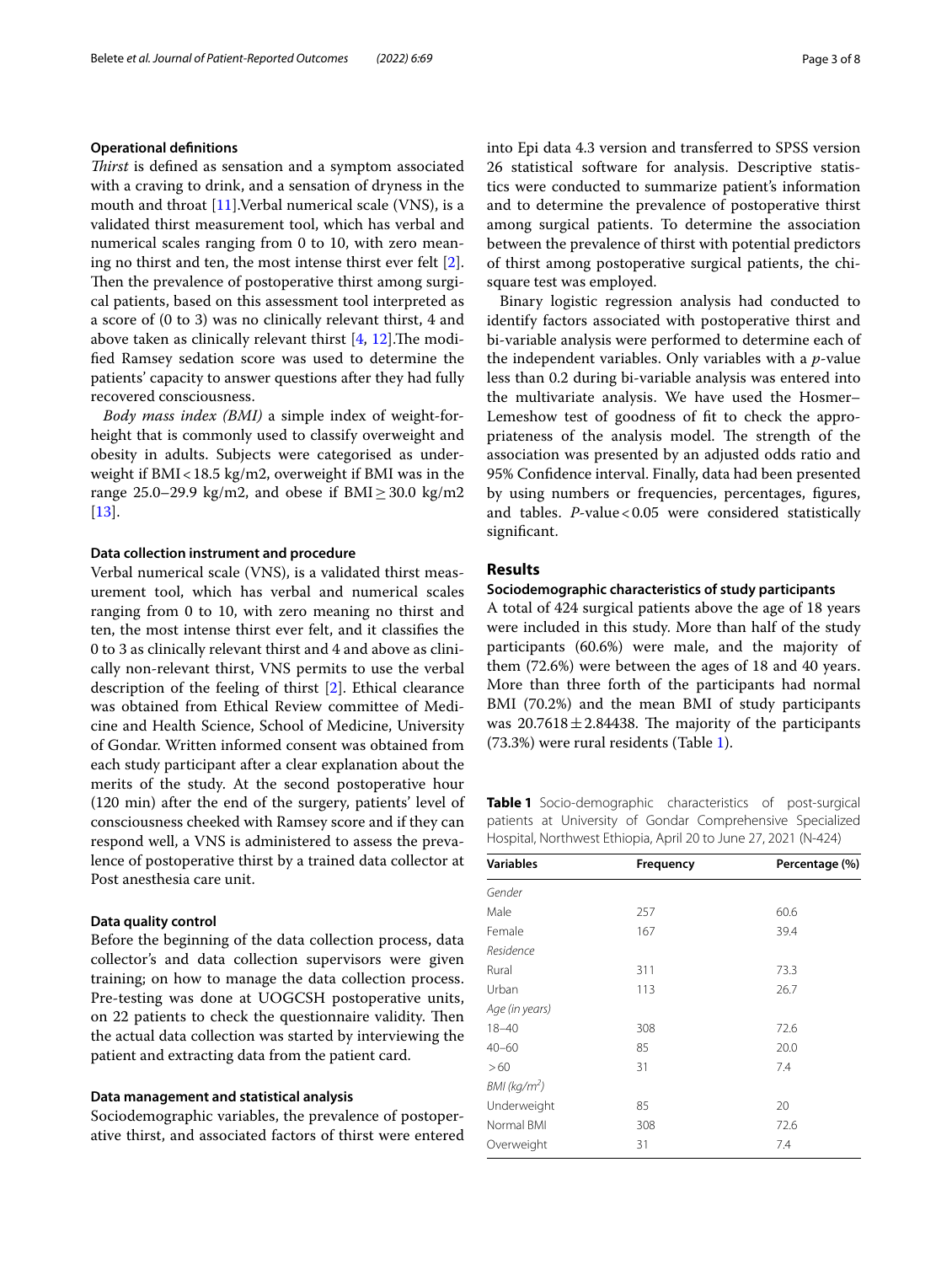### Operational definitions

*Thirst* is defined as sensation and a symptom associated with a craving to drink, and a sensation of dryness in the mouth and throat [11].Verbal numerical scale (VNS), is a validated thirst measurement tool, which has verbal and numerical scales ranging from 0 to 10, with zero meaning no thirst and ten, the most intense thirst ever felt [2]. Then the prevalence of postoperative thirst among surgical patients, based on this assessment tool interpreted as a score of (0 to 3) was no clinically relevant thirst, 4 and above taken as clinically relevant thirst [4, 12].The modified Ramsey sedation score was used to determine the patients' capacity to answer questions after they had fully recovered consciousness.

*Body mass index (BMI)* a simple index of weight-for-height that is commonly used to classify overweight and obesity in adults. Subjects were categorised as underweight if BMI < 18.5 kg/m2, overweight if BMI was in the range 25.0–29.9 kg/m2, and obese if BMI ≥ 30.0 kg/m2 [13].

### Data collection instrument and procedure

Verbal numerical scale (VNS), is a validated thirst measurement tool, which has verbal and numerical scales ranging from 0 to 10, with zero meaning no thirst and ten, the most intense thirst ever felt, and it classifies the 0 to 3 as clinically relevant thirst and 4 and above as clinically non-relevant thirst, VNS permits to use the verbal description of the feeling of thirst [2]. Ethical clearance was obtained from Ethical Review committee of Medicine and Health Science, School of Medicine, University of Gondar. Written informed consent was obtained from each study participant after a clear explanation about the merits of the study. At the second postoperative hour (120 min) after the end of the surgery, patients' level of consciousness cheeked with Ramsey score and if they can respond well, a VNS is administered to assess the prevalence of postoperative thirst by a trained data collector at Post anesthesia care unit.

### Data quality control

Before the beginning of the data collection process, data collector's and data collection supervisors were given training; on how to manage the data collection process. Pre-testing was done at UOGCSH postoperative units, on 22 patients to check the questionnaire validity. Then the actual data collection was started by interviewing the patient and extracting data from the patient card.

### Data management and statistical analysis

Sociodemographic variables, the prevalence of postoperative thirst, and associated factors of thirst were entered into Epi data 4.3 version and transferred to SPSS version 26 statistical software for analysis. Descriptive statistics were conducted to summarize patient's information and to determine the prevalence of postoperative thirst among surgical patients. To determine the association between the prevalence of thirst with potential predictors of thirst among postoperative surgical patients, the chi-square test was employed.

Binary logistic regression analysis had conducted to identify factors associated with postoperative thirst and bi-variable analysis were performed to determine each of the independent variables. Only variables with a *p*-value less than 0.2 during bi-variable analysis was entered into the multivariate analysis. We have used the Hosmer–Lemeshow test of goodness of fit to check the appropriateness of the analysis model. The strength of the association was presented by an adjusted odds ratio and 95% Confidence interval. Finally, data had been presented by using numbers or frequencies, percentages, figures, and tables. *P*-value < 0.05 were considered statistically significant.

## Results

### Sociodemographic characteristics of study participants

A total of 424 surgical patients above the age of 18 years were included in this study. More than half of the study participants (60.6%) were male, and the majority of them (72.6%) were between the ages of 18 and 40 years. More than three forth of the participants had normal BMI (70.2%) and the mean BMI of study participants was 20.7618 ± 2.84438. The majority of the participants (73.3%) were rural residents (Table 1).

**Table 1** Socio-demographic characteristics of post-surgical patients at University of Gondar Comprehensive Specialized Hospital, Northwest Ethiopia, April 20 to June 27, 2021 (N-424)

| Variables | Frequency | Percentage (%) |
|---|---|---|
| *Gender* | | |
| Male | 257 | 60.6 |
| Female | 167 | 39.4 |
| *Residence* | | |
| Rural | 311 | 73.3 |
| Urban | 113 | 26.7 |
| *Age (in years)* | | |
| 18–40 | 308 | 72.6 |
| 40–60 | 85 | 20.0 |
| > 60 | 31 | 7.4 |
| *BMI (kg/m$^2$)* | | |
| Underweight | 85 | 20 |
| Normal BMI | 308 | 72.6 |
| Overweight | 31 | 7.4 |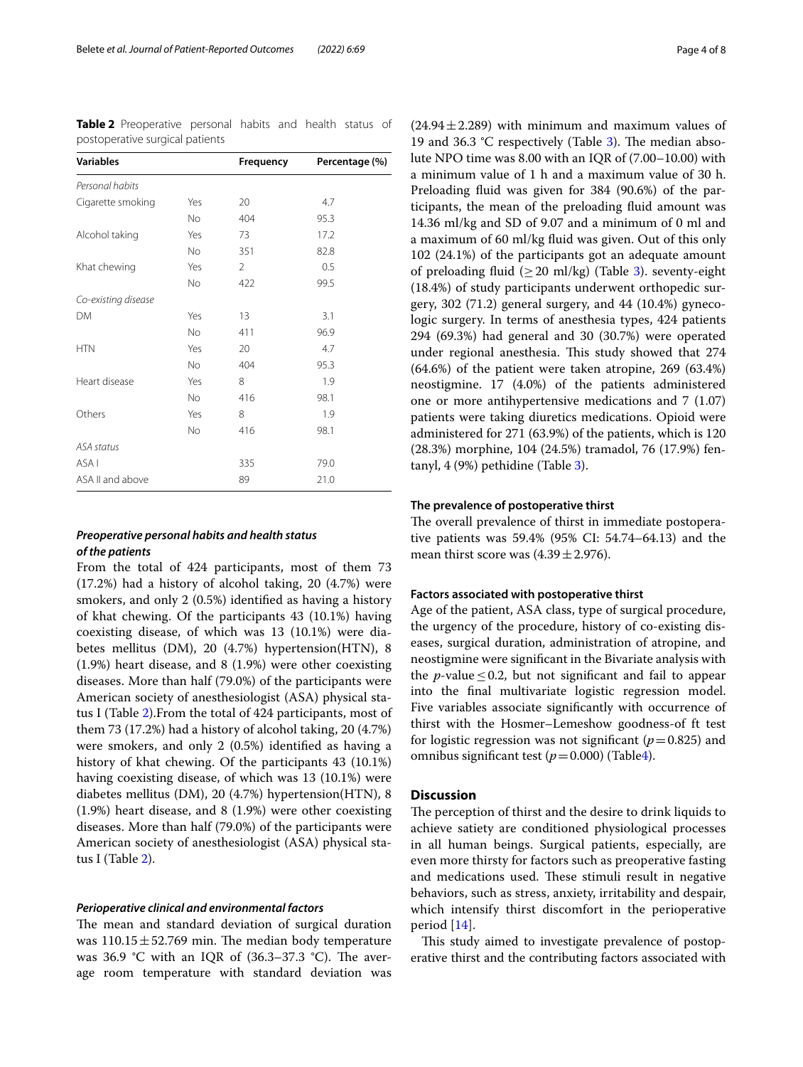**Table 2** Preoperative personal habits and health status of postoperative surgical patients

| Variables | | Frequency | Percentage (%) |
|---|---|---|---|
| *Personal habits* | | | |
| Cigarette smoking | Yes | 20 | 4.7 |
| | No | 404 | 95.3 |
| Alcohol taking | Yes | 73 | 17.2 |
| | No | 351 | 82.8 |
| Khat chewing | Yes | 2 | 0.5 |
| | No | 422 | 99.5 |
| *Co-existing disease* | | | |
| DM | Yes | 13 | 3.1 |
| | No | 411 | 96.9 |
| HTN | Yes | 20 | 4.7 |
| | No | 404 | 95.3 |
| Heart disease | Yes | 8 | 1.9 |
| | No | 416 | 98.1 |
| Others | Yes | 8 | 1.9 |
| | No | 416 | 98.1 |
| *ASA status* | | | |
| ASA I | | 335 | 79.0 |
| ASA II and above | | 89 | 21.0 |

### *Preoperative personal habits and health status of the patients*

From the total of 424 participants, most of them 73 (17.2%) had a history of alcohol taking, 20 (4.7%) were smokers, and only 2 (0.5%) identified as having a history of khat chewing. Of the participants 43 (10.1%) having coexisting disease, of which was 13 (10.1%) were diabetes mellitus (DM), 20 (4.7%) hypertension(HTN), 8 (1.9%) heart disease, and 8 (1.9%) were other coexisting diseases. More than half (79.0%) of the participants were American society of anesthesiologist (ASA) physical status I (Table 2).From the total of 424 participants, most of them 73 (17.2%) had a history of alcohol taking, 20 (4.7%) were smokers, and only 2 (0.5%) identified as having a history of khat chewing. Of the participants 43 (10.1%) having coexisting disease, of which was 13 (10.1%) were diabetes mellitus (DM), 20 (4.7%) hypertension(HTN), 8 (1.9%) heart disease, and 8 (1.9%) were other coexisting diseases. More than half (79.0%) of the participants were American society of anesthesiologist (ASA) physical status I (Table 2).

### *Perioperative clinical and environmental factors*

The mean and standard deviation of surgical duration was $110.15 \pm 52.769$ min. The median body temperature was 36.9 °C with an IQR of (36.3–37.3 °C). The average room temperature with standard deviation was ($24.94 \pm 2.289$) with minimum and maximum values of 19 and 36.3 °C respectively (Table 3). The median absolute NPO time was 8.00 with an IQR of (7.00–10.00) with a minimum value of 1 h and a maximum value of 30 h. Preloading fluid was given for 384 (90.6%) of the participants, the mean of the preloading fluid amount was 14.36 ml/kg and SD of 9.07 and a minimum of 0 ml and a maximum of 60 ml/kg fluid was given. Out of this only 102 (24.1%) of the participants got an adequate amount of preloading fluid ($\geq 20$ ml/kg) (Table 3). seventy-eight (18.4%) of study participants underwent orthopedic surgery, 302 (71.2) general surgery, and 44 (10.4%) gynecologic surgery. In terms of anesthesia types, 424 patients 294 (69.3%) had general and 30 (30.7%) were operated under regional anesthesia. This study showed that 274 (64.6%) of the patient were taken atropine, 269 (63.4%) neostigmine. 17 (4.0%) of the patients administered one or more antihypertensive medications and 7 (1.07) patients were taking diuretics medications. Opioid were administered for 271 (63.9%) of the patients, which is 120 (28.3%) morphine, 104 (24.5%) tramadol, 76 (17.9%) fentanyl, 4 (9%) pethidine (Table 3).

### **The prevalence of postoperative thirst**

The overall prevalence of thirst in immediate postoperative patients was 59.4% (95% CI: 54.74–64.13) and the mean thirst score was ($4.39 \pm 2.976$).

### **Factors associated with postoperative thirst**

Age of the patient, ASA class, type of surgical procedure, the urgency of the procedure, history of co-existing diseases, surgical duration, administration of atropine, and neostigmine were significant in the Bivariate analysis with the *p*-value $\leq 0.2$, but not significant and fail to appear into the final multivariate logistic regression model. Five variables associate significantly with occurrence of thirst with the Hosmer–Lemeshow goodness-of ft test for logistic regression was not significant ($p = 0.825$) and omnibus significant test ($p = 0.000$) (Table4).

## **Discussion**

The perception of thirst and the desire to drink liquids to achieve satiety are conditioned physiological processes in all human beings. Surgical patients, especially, are even more thirsty for factors such as preoperative fasting and medications used. These stimuli result in negative behaviors, such as stress, anxiety, irritability and despair, which intensify thirst discomfort in the perioperative period [14].

This study aimed to investigate prevalence of postoperative thirst and the contributing factors associated with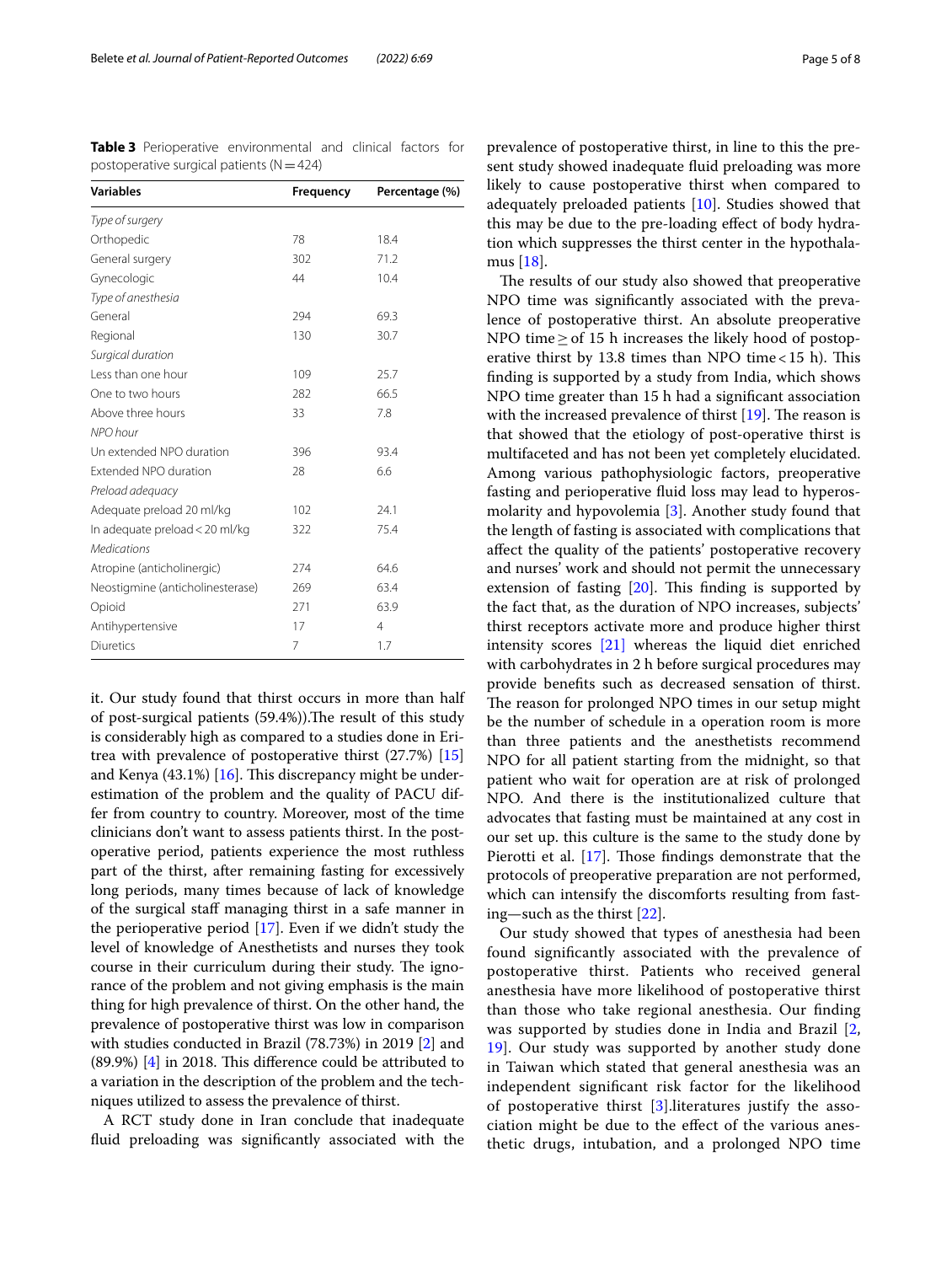**Table 3** Perioperative environmental and clinical factors for postoperative surgical patients (N = 424)

| Variables | Frequency | Percentage (%) |
|---|---|---|
| *Type of surgery* | | |
| Orthopedic | 78 | 18.4 |
| General surgery | 302 | 71.2 |
| Gynecologic | 44 | 10.4 |
| *Type of anesthesia* | | |
| General | 294 | 69.3 |
| Regional | 130 | 30.7 |
| *Surgical duration* | | |
| Less than one hour | 109 | 25.7 |
| One to two hours | 282 | 66.5 |
| Above three hours | 33 | 7.8 |
| *NPO hour* | | |
| Un extended NPO duration | 396 | 93.4 |
| Extended NPO duration | 28 | 6.6 |
| *Preload adequacy* | | |
| Adequate preload 20 ml/kg | 102 | 24.1 |
| In adequate preload < 20 ml/kg | 322 | 75.4 |
| *Medications* | | |
| Atropine (anticholinergic) | 274 | 64.6 |
| Neostigmine (anticholinesterase) | 269 | 63.4 |
| Opioid | 271 | 63.9 |
| Antihypertensive | 17 | 4 |
| Diuretics | 7 | 1.7 |

it. Our study found that thirst occurs in more than half of post-surgical patients (59.4%)).The result of this study is considerably high as compared to a studies done in Eritrea with prevalence of postoperative thirst (27.7%) [15] and Kenya (43.1%) [16]. This discrepancy might be underestimation of the problem and the quality of PACU differ from country to country. Moreover, most of the time clinicians don't want to assess patients thirst. In the postoperative period, patients experience the most ruthless part of the thirst, after remaining fasting for excessively long periods, many times because of lack of knowledge of the surgical staff managing thirst in a safe manner in the perioperative period [17]. Even if we didn't study the level of knowledge of Anesthetists and nurses they took course in their curriculum during their study. The ignorance of the problem and not giving emphasis is the main thing for high prevalence of thirst. On the other hand, the prevalence of postoperative thirst was low in comparison with studies conducted in Brazil (78.73%) in 2019 [2] and (89.9%) [4] in 2018. This difference could be attributed to a variation in the description of the problem and the techniques utilized to assess the prevalence of thirst.

A RCT study done in Iran conclude that inadequate fluid preloading was significantly associated with the prevalence of postoperative thirst, in line to this the present study showed inadequate fluid preloading was more likely to cause postoperative thirst when compared to adequately preloaded patients [10]. Studies showed that this may be due to the pre-loading effect of body hydration which suppresses the thirst center in the hypothalamus [18].

The results of our study also showed that preoperative NPO time was significantly associated with the prevalence of postoperative thirst. An absolute preoperative NPO time ≥ of 15 h increases the likely hood of postoperative thirst by 13.8 times than NPO time < 15 h). This finding is supported by a study from India, which shows NPO time greater than 15 h had a significant association with the increased prevalence of thirst [19]. The reason is that showed that the etiology of post-operative thirst is multifaceted and has not been yet completely elucidated. Among various pathophysiologic factors, preoperative fasting and perioperative fluid loss may lead to hyperosmolarity and hypovolemia [3]. Another study found that the length of fasting is associated with complications that affect the quality of the patients' postoperative recovery and nurses' work and should not permit the unnecessary extension of fasting [20]. This finding is supported by the fact that, as the duration of NPO increases, subjects' thirst receptors activate more and produce higher thirst intensity scores [21] whereas the liquid diet enriched with carbohydrates in 2 h before surgical procedures may provide benefits such as decreased sensation of thirst. The reason for prolonged NPO times in our setup might be the number of schedule in a operation room is more than three patients and the anesthetists recommend NPO for all patient starting from the midnight, so that patient who wait for operation are at risk of prolonged NPO. And there is the institutionalized culture that advocates that fasting must be maintained at any cost in our set up. this culture is the same to the study done by Pierotti et al. [17]. Those findings demonstrate that the protocols of preoperative preparation are not performed, which can intensify the discomforts resulting from fasting—such as the thirst [22].

Our study showed that types of anesthesia had been found significantly associated with the prevalence of postoperative thirst. Patients who received general anesthesia have more likelihood of postoperative thirst than those who take regional anesthesia. Our finding was supported by studies done in India and Brazil [2, 19]. Our study was supported by another study done in Taiwan which stated that general anesthesia was an independent significant risk factor for the likelihood of postoperative thirst [3].literatures justify the association might be due to the effect of the various anesthetic drugs, intubation, and a prolonged NPO time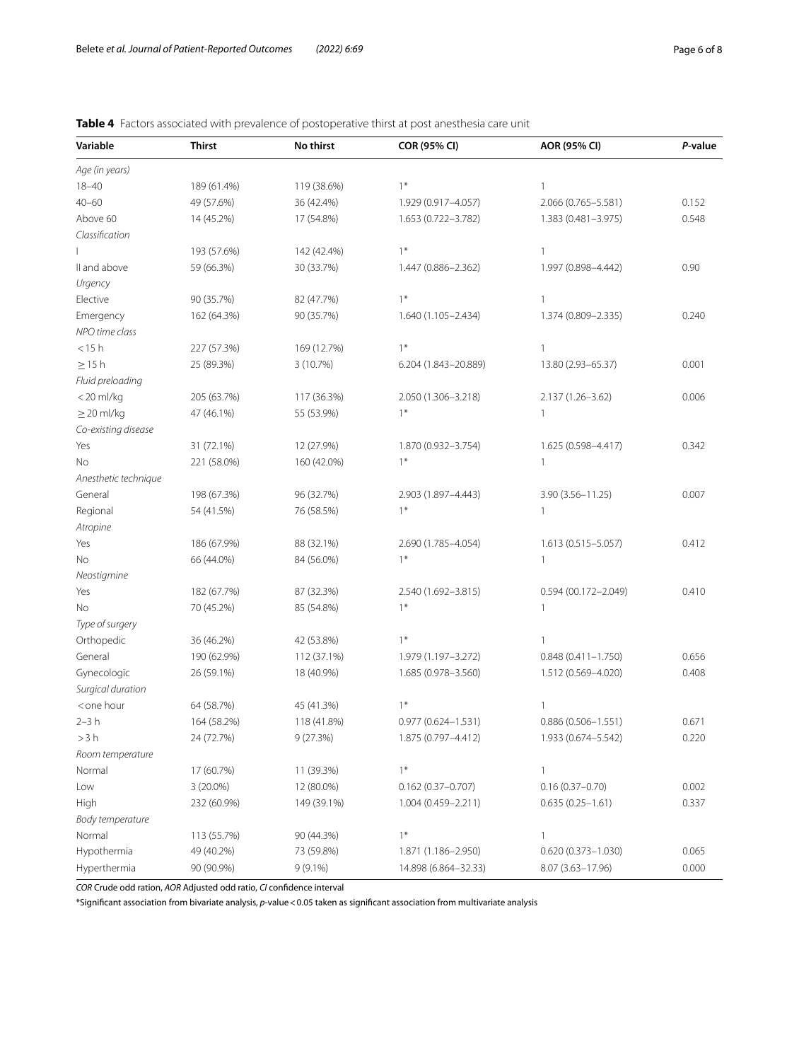**Table 4** Factors associated with prevalence of postoperative thirst at post anesthesia care unit

| Variable | Thirst | No thirst | COR (95% CI) | AOR (95% CI) | *P*-value |
|---|---|---|---|---|---|
| *Age (in years)* | | | | | |
| 18–40 | 189 (61.4%) | 119 (38.6%) | 1* | 1 | |
| 40–60 | 49 (57.6%) | 36 (42.4%) | 1.929 (0.917–4.057) | 2.066 (0.765–5.581) | 0.152 |
| Above 60 | 14 (45.2%) | 17 (54.8%) | 1.653 (0.722–3.782) | 1.383 (0.481–3.975) | 0.548 |
| *Classification* | | | | | |
| I | 193 (57.6%) | 142 (42.4%) | 1* | 1 | |
| II and above | 59 (66.3%) | 30 (33.7%) | 1.447 (0.886–2.362) | 1.997 (0.898–4.442) | 0.90 |
| *Urgency* | | | | | |
| Elective | 90 (35.7%) | 82 (47.7%) | 1* | 1 | |
| Emergency | 162 (64.3%) | 90 (35.7%) | 1.640 (1.105–2.434) | 1.374 (0.809–2.335) | 0.240 |
| *NPO time class* | | | | | |
| < 15 h | 227 (57.3%) | 169 (12.7%) | 1* | 1 | |
| ≥ 15 h | 25 (89.3%) | 3 (10.7%) | 6.204 (1.843–20.889) | 13.80 (2.93–65.37) | 0.001 |
| *Fluid preloading* | | | | | |
| < 20 ml/kg | 205 (63.7%) | 117 (36.3%) | 2.050 (1.306–3.218) | 2.137 (1.26–3.62) | 0.006 |
| ≥ 20 ml/kg | 47 (46.1%) | 55 (53.9%) | 1* | 1 | |
| *Co-existing disease* | | | | | |
| Yes | 31 (72.1%) | 12 (27.9%) | 1.870 (0.932–3.754) | 1.625 (0.598–4.417) | 0.342 |
| No | 221 (58.0%) | 160 (42.0%) | 1* | 1 | |
| *Anesthetic technique* | | | | | |
| General | 198 (67.3%) | 96 (32.7%) | 2.903 (1.897–4.443) | 3.90 (3.56–11.25) | 0.007 |
| Regional | 54 (41.5%) | 76 (58.5%) | 1* | 1 | |
| *Atropine* | | | | | |
| Yes | 186 (67.9%) | 88 (32.1%) | 2.690 (1.785–4.054) | 1.613 (0.515–5.057) | 0.412 |
| No | 66 (44.0%) | 84 (56.0%) | 1* | 1 | |
| *Neostigmine* | | | | | |
| Yes | 182 (67.7%) | 87 (32.3%) | 2.540 (1.692–3.815) | 0.594 (00.172–2.049) | 0.410 |
| No | 70 (45.2%) | 85 (54.8%) | 1* | 1 | |
| *Type of surgery* | | | | | |
| Orthopedic | 36 (46.2%) | 42 (53.8%) | 1* | 1 | |
| General | 190 (62.9%) | 112 (37.1%) | 1.979 (1.197–3.272) | 0.848 (0.411–1.750) | 0.656 |
| Gynecologic | 26 (59.1%) | 18 (40.9%) | 1.685 (0.978–3.560) | 1.512 (0.569–4.020) | 0.408 |
| *Surgical duration* | | | | | |
| < one hour | 64 (58.7%) | 45 (41.3%) | 1* | 1 | |
| 2–3 h | 164 (58.2%) | 118 (41.8%) | 0.977 (0.624–1.531) | 0.886 (0.506–1.551) | 0.671 |
| > 3 h | 24 (72.7%) | 9 (27.3%) | 1.875 (0.797–4.412) | 1.933 (0.674–5.542) | 0.220 |
| *Room temperature* | | | | | |
| Normal | 17 (60.7%) | 11 (39.3%) | 1* | 1 | |
| Low | 3 (20.0%) | 12 (80.0%) | 0.162 (0.37–0.707) | 0.16 (0.37–0.70) | 0.002 |
| High | 232 (60.9%) | 149 (39.1%) | 1.004 (0.459–2.211) | 0.635 (0.25–1.61) | 0.337 |
| *Body temperature* | | | | | |
| Normal | 113 (55.7%) | 90 (44.3%) | 1* | 1 | |
| Hypothermia | 49 (40.2%) | 73 (59.8%) | 1.871 (1.186–2.950) | 0.620 (0.373–1.030) | 0.065 |
| Hyperthermia | 90 (90.9%) | 9 (9.1%) | 14.898 (6.864–32.33) | 8.07 (3.63–17.96) | 0.000 |

*COR* Crude odd ration, *AOR* Adjusted odd ratio, *CI* confidence interval

*Significant association from bivariate analysis, *p*-value < 0.05 taken as significant association from multivariate analysis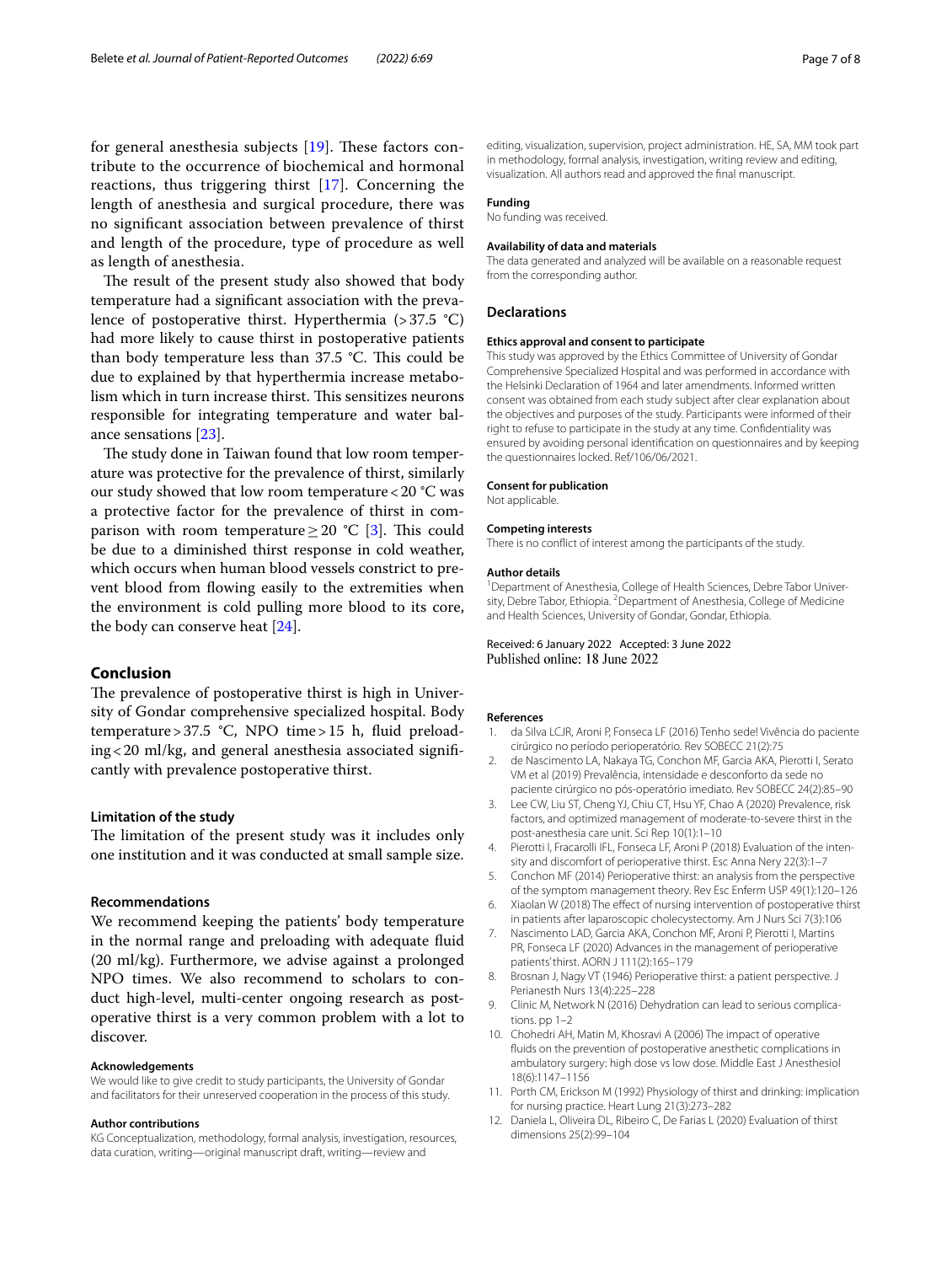for general anesthesia subjects [19]. These factors contribute to the occurrence of biochemical and hormonal reactions, thus triggering thirst [17]. Concerning the length of anesthesia and surgical procedure, there was no significant association between prevalence of thirst and length of the procedure, type of procedure as well as length of anesthesia.

The result of the present study also showed that body temperature had a significant association with the prevalence of postoperative thirst. Hyperthermia (>37.5 °C) had more likely to cause thirst in postoperative patients than body temperature less than 37.5 °C. This could be due to explained by that hyperthermia increase metabolism which in turn increase thirst. This sensitizes neurons responsible for integrating temperature and water balance sensations [23].

The study done in Taiwan found that low room temperature was protective for the prevalence of thirst, similarly our study showed that low room temperature <20 °C was a protective factor for the prevalence of thirst in comparison with room temperature ≥ 20 °C [3]. This could be due to a diminished thirst response in cold weather, which occurs when human blood vessels constrict to prevent blood from flowing easily to the extremities when the environment is cold pulling more blood to its core, the body can conserve heat [24].

## Conclusion

The prevalence of postoperative thirst is high in University of Gondar comprehensive specialized hospital. Body temperature >37.5 °C, NPO time >15 h, fluid preloading <20 ml/kg, and general anesthesia associated significantly with prevalence postoperative thirst.

### Limitation of the study

The limitation of the present study was it includes only one institution and it was conducted at small sample size.

### Recommendations

We recommend keeping the patients' body temperature in the normal range and preloading with adequate fluid (20 ml/kg). Furthermore, we advise against a prolonged NPO times. We also recommend to scholars to conduct high-level, multi-center ongoing research as postoperative thirst is a very common problem with a lot to discover.

#### Acknowledgements

We would like to give credit to study participants, the University of Gondar and facilitators for their unreserved cooperation in the process of this study.

#### Author contributions

KG Conceptualization, methodology, formal analysis, investigation, resources, data curation, writing—original manuscript draft, writing—review and editing, visualization, supervision, project administration. HE, SA, MM took part in methodology, formal analysis, investigation, writing review and editing, visualization. All authors read and approved the final manuscript.

#### Funding

No funding was received.

#### Availability of data and materials

The data generated and analyzed will be available on a reasonable request from the corresponding author.

### Declarations

#### Ethics approval and consent to participate

This study was approved by the Ethics Committee of University of Gondar Comprehensive Specialized Hospital and was performed in accordance with the Helsinki Declaration of 1964 and later amendments. Informed written consent was obtained from each study subject after clear explanation about the objectives and purposes of the study. Participants were informed of their right to refuse to participate in the study at any time. Confidentiality was ensured by avoiding personal identification on questionnaires and by keeping the questionnaires locked. Ref/106/06/2021.

#### Consent for publication

Not applicable.

#### Competing interests

There is no conflict of interest among the participants of the study.

#### Author details

[1] Department of Anesthesia, College of Health Sciences, Debre Tabor University, Debre Tabor, Ethiopia. [2] Department of Anesthesia, College of Medicine and Health Sciences, University of Gondar, Gondar, Ethiopia.

Received: 6 January 2022 Accepted: 3 June 2022
Published online: 18 June 2022

#### References

1. da Silva LCJR, Aroni P, Fonseca LF (2016) Tenho sede! Vivência do paciente cirúrgico no período perioperatório. Rev SOBECC 21(2):75
2. de Nascimento LA, Nakaya TG, Conchon MF, Garcia AKA, Pierotti I, Serato VM et al (2019) Prevalência, intensidade e desconforto da sede no paciente cirúrgico no pós-operatório imediato. Rev SOBECC 24(2):85–90
3. Lee CW, Liu ST, Cheng YJ, Chiu CT, Hsu YF, Chao A (2020) Prevalence, risk factors, and optimized management of moderate-to-severe thirst in the post-anesthesia care unit. Sci Rep 10(1):1–10
4. Pierotti I, Fracarolli IFL, Fonseca LF, Aroni P (2018) Evaluation of the intensity and discomfort of perioperative thirst. Esc Anna Nery 22(3):1–7
5. Conchon MF (2014) Perioperative thirst: an analysis from the perspective of the symptom management theory. Rev Esc Enferm USP 49(1):120–126
6. Xiaolan W (2018) The effect of nursing intervention of postoperative thirst in patients after laparoscopic cholecystectomy. Am J Nurs Sci 7(3):106
7. Nascimento LAD, Garcia AKA, Conchon MF, Aroni P, Pierotti I, Martins PR, Fonseca LF (2020) Advances in the management of perioperative patients' thirst. AORN J 111(2):165–179
8. Brosnan J, Nagy VT (1946) Perioperative thirst: a patient perspective. J Perianesth Nurs 13(4):225–228
9. Clinic M, Network N (2016) Dehydration can lead to serious complications. pp 1–2
10. Chohedri AH, Matin M, Khosravi A (2006) The impact of operative fluids on the prevention of postoperative anesthetic complications in ambulatory surgery: high dose vs low dose. Middle East J Anesthesiol 18(6):1147–1156
11. Porth CM, Erickson M (1992) Physiology of thirst and drinking: implication for nursing practice. Heart Lung 21(3):273–282
12. Daniela L, Oliveira DL, Ribeiro C, De Farias L (2020) Evaluation of thirst dimensions 25(2):99–104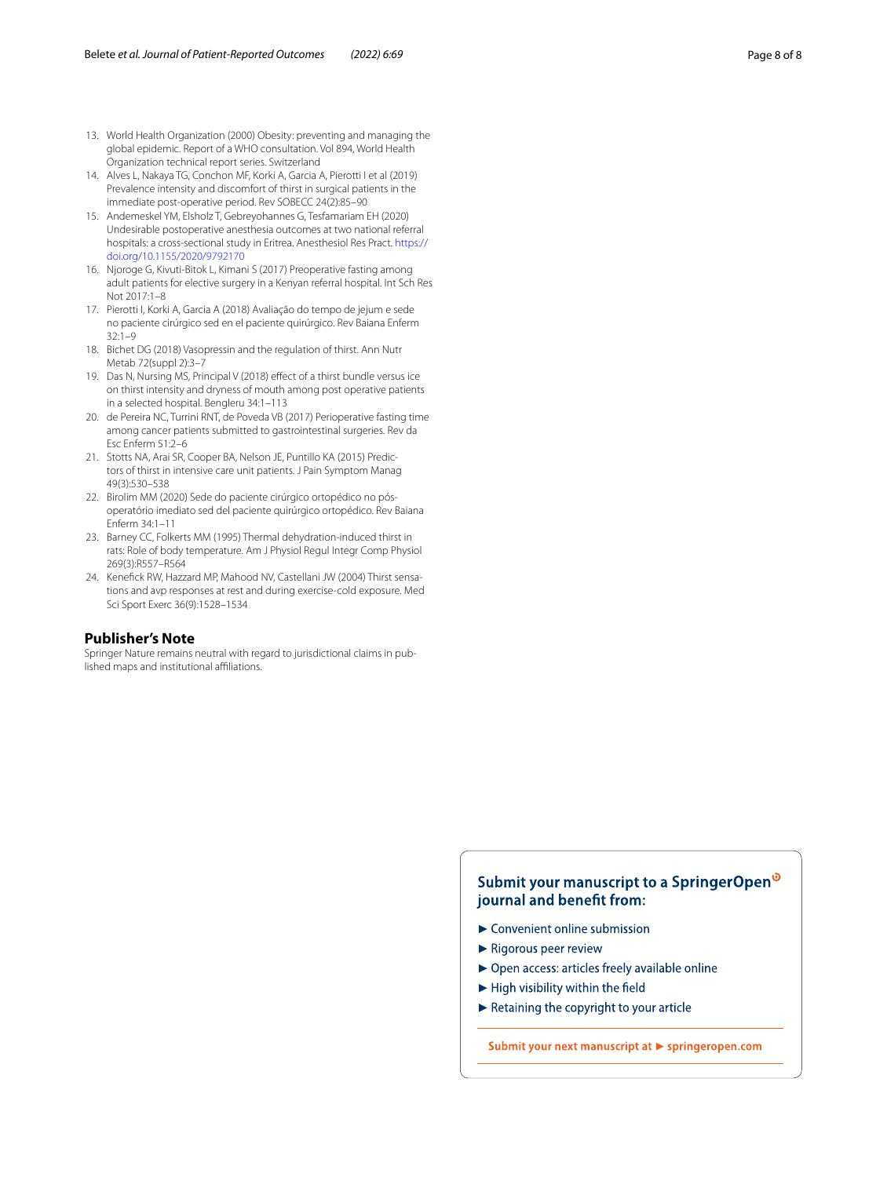13. World Health Organization (2000) Obesity: preventing and managing the global epidemic. Report of a WHO consultation. Vol 894, World Health Organization technical report series. Switzerland
14. Alves L, Nakaya TG, Conchon MF, Korki A, Garcia A, Pierotti I et al (2019) Prevalence intensity and discomfort of thirst in surgical patients in the immediate post-operative period. Rev SOBECC 24(2):85–90
15. Andemeskel YM, Elsholz T, Gebreyohannes G, Tesfamariam EH (2020) Undesirable postoperative anesthesia outcomes at two national referral hospitals: a cross-sectional study in Eritrea. Anesthesiol Res Pract. https://doi.org/10.1155/2020/9792170
16. Njoroge G, Kivuti-Bitok L, Kimani S (2017) Preoperative fasting among adult patients for elective surgery in a Kenyan referral hospital. Int Sch Res Not 2017:1–8
17. Pierotti I, Korki A, Garcia A (2018) Avaliação do tempo de jejum e sede no paciente cirúrgico sed en el paciente quirúrgico. Rev Baiana Enferm 32:1–9
18. Bichet DG (2018) Vasopressin and the regulation of thirst. Ann Nutr Metab 72(suppl 2):3–7
19. Das N, Nursing MS, Principal V (2018) effect of a thirst bundle versus ice on thirst intensity and dryness of mouth among post operative patients in a selected hospital. Bengleru 34:1–113
20. de Pereira NC, Turrini RNT, de Poveda VB (2017) Perioperative fasting time among cancer patients submitted to gastrointestinal surgeries. Rev da Esc Enferm 51:2–6
21. Stotts NA, Arai SR, Cooper BA, Nelson JE, Puntillo KA (2015) Predictors of thirst in intensive care unit patients. J Pain Symptom Manag 49(3):530–538
22. Birolim MM (2020) Sede do paciente cirúrgico ortopédico no pós-operatório imediato sed del paciente quirúrgico ortopédico. Rev Baiana Enferm 34:1–11
23. Barney CC, Folkerts MM (1995) Thermal dehydration-induced thirst in rats: Role of body temperature. Am J Physiol Regul Integr Comp Physiol 269(3):R557–R564
24. Kenefick RW, Hazzard MP, Mahood NV, Castellani JW (2004) Thirst sensations and avp responses at rest and during exercise-cold exposure. Med Sci Sport Exerc 36(9):1528–1534

## Publisher's Note

Springer Nature remains neutral with regard to jurisdictional claims in published maps and institutional affiliations.

**Submit your manuscript to a SpringerOpen journal and benefit from:**

- ► Convenient online submission
- ► Rigorous peer review
- ► Open access: articles freely available online
- ► High visibility within the field
- ► Retaining the copyright to your article

**Submit your next manuscript at ► springeropen.com**